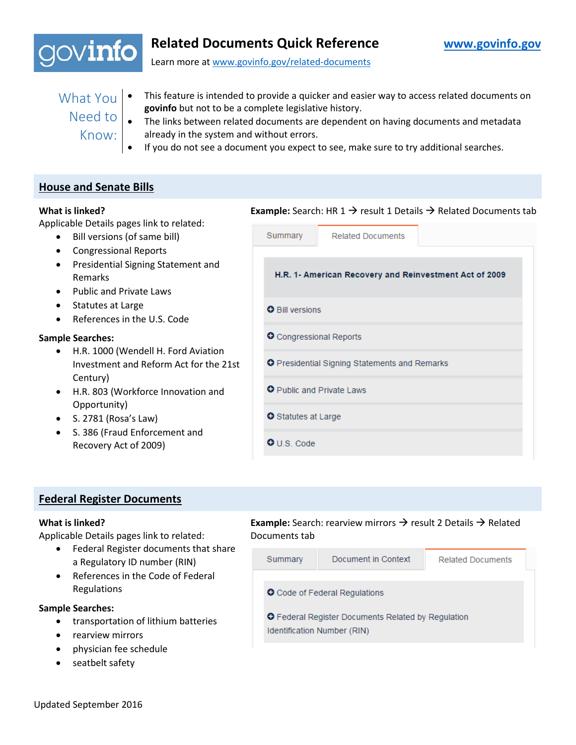# govinfo Related Documents Quick Reference

www.govinfo.gov

Learn more at www.govinfo.gov/related-documents

**What You Need to Know:**

- This feature is intended to provide a quicker and easier way to access related documents on **govinfo** but not to be a complete legislative history.
- The links between related documents are dependent on having documents and metadata already in the system and without errors.
- If you do not see a document you expect to see, make sure to try additional searches.

## House and Senate Bills

**What is linked?**

Applicable Details pages link to related:

- Bill versions (of same bill)
- Congressional Reports
- Presidential Signing Statement and Remarks
- Public and Private Laws
- Statutes at Large
- References in the U.S. Code

**Sample Searches:**

- H.R. 1000 (Wendell H. Ford Aviation Investment and Reform Act for the 21st Century)
- H.R. 803 (Workforce Innovation and Opportunity)
- S. 2781 (Rosa's Law)
- S. 386 (Fraud Enforcement and Recovery Act of 2009)

**Example:** Search: HR 1 → result 1 Details → Related Documents tab

Summary | Related Documents

**H.R. 1- American Recovery and Reinvestment Act of 2009**

- Bill versions
- Congressional Reports
- Presidential Signing Statements and Remarks
- Public and Private Laws
- Statutes at Large
- U.S. Code

## Federal Register Documents

**What is linked?**

Applicable Details pages link to related:

- Federal Register documents that share a Regulatory ID number (RIN)
- References in the Code of Federal Regulations

**Sample Searches:**

- transportation of lithium batteries
- rearview mirrors
- physician fee schedule
- seatbelt safety

**Example:** Search: rearview mirrors → result 2 Details → Related Documents tab

Summary | Document in Context | Related Documents

- Code of Federal Regulations
- Federal Register Documents Related by Regulation Identification Number (RIN)

Updated September 2016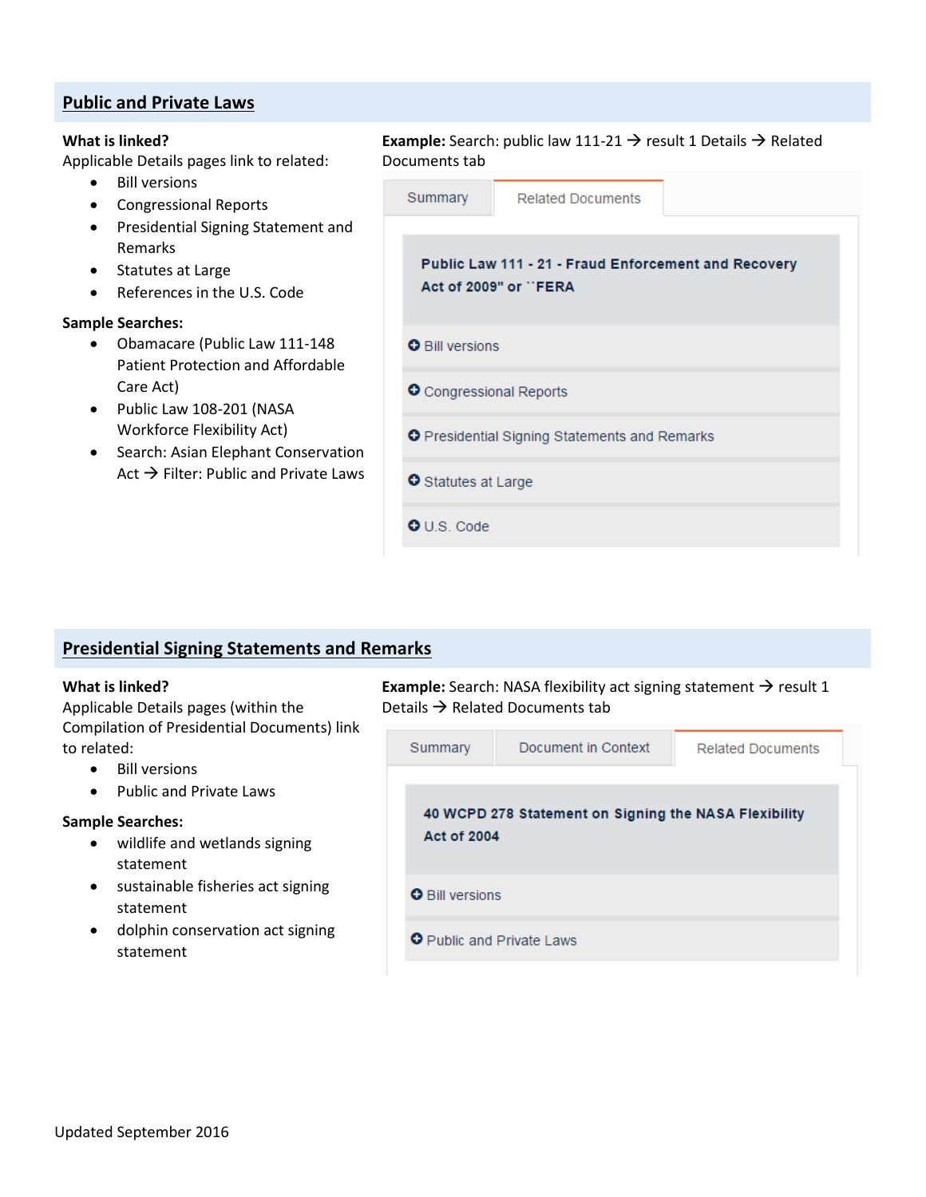## Public and Private Laws

**What is linked?**

Applicable Details pages link to related:

- Bill versions
- Congressional Reports
- Presidential Signing Statement and Remarks
- Statutes at Large
- References in the U.S. Code

**Sample Searches:**

- Obamacare (Public Law 111-148 Patient Protection and Affordable Care Act)
- Public Law 108-201 (NASA Workforce Flexibility Act)
- Search: Asian Elephant Conservation Act → Filter: Public and Private Laws

**Example:** Search: public law 111-21 → result 1 Details → Related Documents tab

Summary | Related Documents

**Public Law 111 - 21 - Fraud Enforcement and Recovery Act of 2009" or ``FERA**

- Bill versions
- Congressional Reports
- Presidential Signing Statements and Remarks
- Statutes at Large
- U.S. Code

## Presidential Signing Statements and Remarks

**What is linked?**

Applicable Details pages (within the Compilation of Presidential Documents) link to related:

- Bill versions
- Public and Private Laws

**Sample Searches:**

- wildlife and wetlands signing statement
- sustainable fisheries act signing statement
- dolphin conservation act signing statement

**Example:** Search: NASA flexibility act signing statement → result 1 Details → Related Documents tab

Summary | Document in Context | Related Documents

**40 WCPD 278 Statement on Signing the NASA Flexibility Act of 2004**

- Bill versions
- Public and Private Laws

Updated September 2016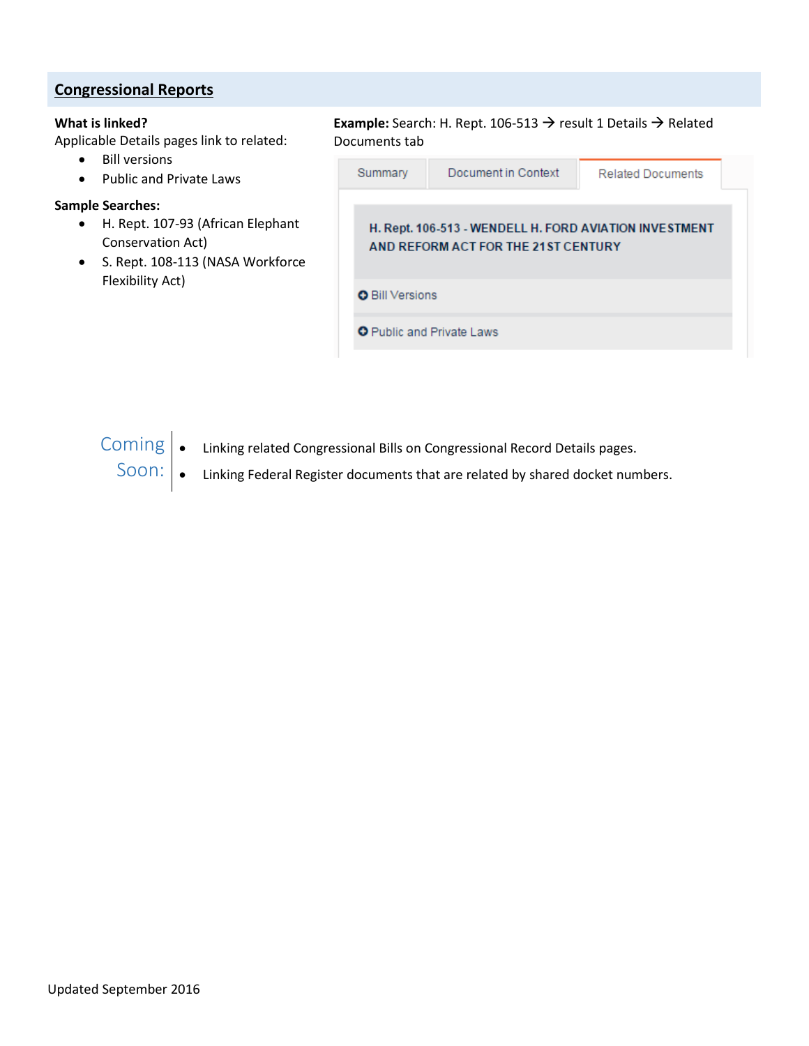## Congressional Reports

**What is linked?**
Applicable Details pages link to related:

- Bill versions
- Public and Private Laws

**Sample Searches:**

- H. Rept. 107-93 (African Elephant Conservation Act)
- S. Rept. 108-113 (NASA Workforce Flexibility Act)

**Example:** Search: H. Rept. 106-513 → result 1 Details → Related Documents tab

Summary | Document in Context | Related Documents

H. Rept. 106-513 - WENDELL H. FORD AVIATION INVESTMENT AND REFORM ACT FOR THE 21ST CENTURY

Bill Versions

Public and Private Laws

Coming Soon:

- Linking related Congressional Bills on Congressional Record Details pages.
- Linking Federal Register documents that are related by shared docket numbers.

Updated September 2016